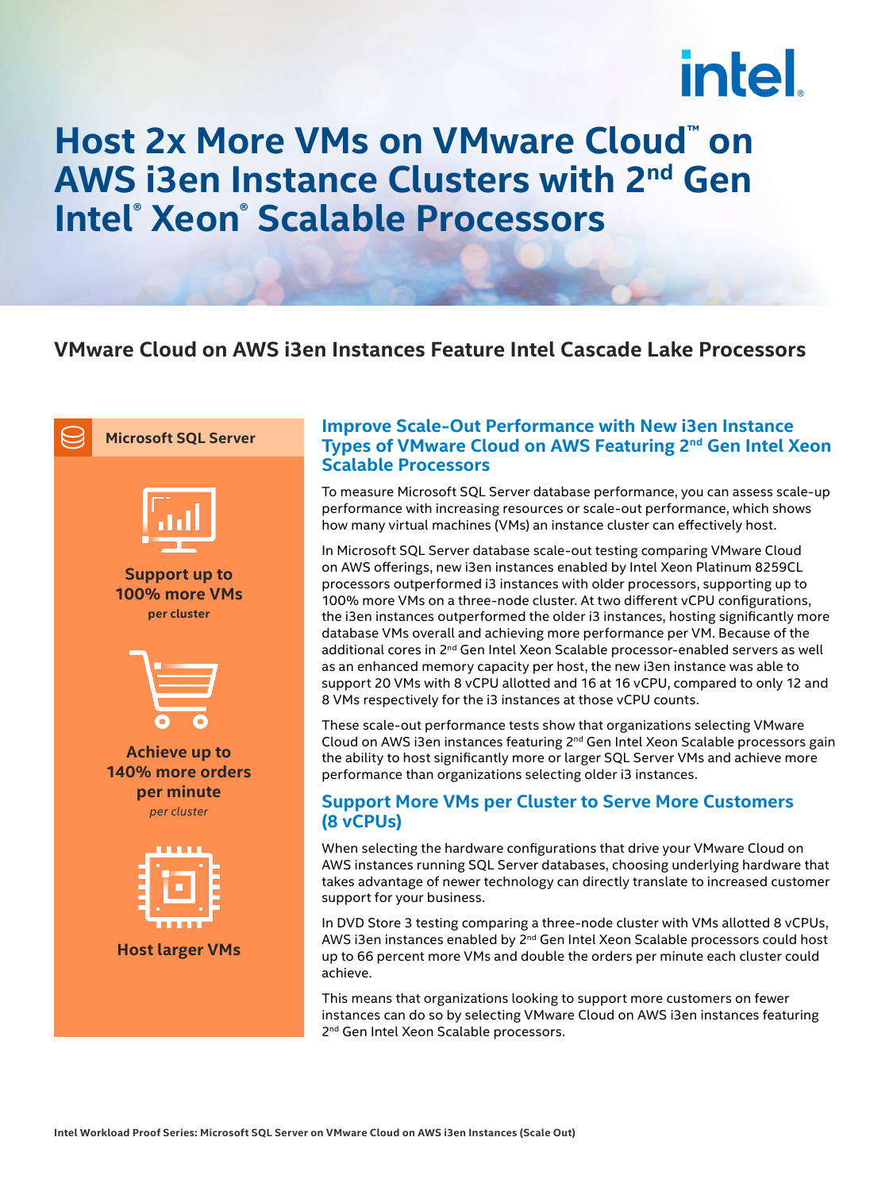# Host 2x More VMs on VMware Cloud™ on AWS i3en Instance Clusters with 2nd Gen Intel® Xeon® Scalable Processors

## VMware Cloud on AWS i3en Instances Feature Intel Cascade Lake Processors

**Microsoft SQL Server**

**Support up to 100% more VMs**
**per cluster**

**Achieve up to 140% more orders per minute**
*per cluster*

**Host larger VMs**

### Improve Scale-Out Performance with New i3en Instance Types of VMware Cloud on AWS Featuring 2nd Gen Intel Xeon Scalable Processors

To measure Microsoft SQL Server database performance, you can assess scale-up performance with increasing resources or scale-out performance, which shows how many virtual machines (VMs) an instance cluster can effectively host.

In Microsoft SQL Server database scale-out testing comparing VMware Cloud on AWS offerings, new i3en instances enabled by Intel Xeon Platinum 8259CL processors outperformed i3 instances with older processors, supporting up to 100% more VMs on a three-node cluster. At two different vCPU configurations, the i3en instances outperformed the older i3 instances, hosting significantly more database VMs overall and achieving more performance per VM. Because of the additional cores in 2nd Gen Intel Xeon Scalable processor-enabled servers as well as an enhanced memory capacity per host, the new i3en instance was able to support 20 VMs with 8 vCPU allotted and 16 at 16 vCPU, compared to only 12 and 8 VMs respectively for the i3 instances at those vCPU counts.

These scale-out performance tests show that organizations selecting VMware Cloud on AWS i3en instances featuring 2nd Gen Intel Xeon Scalable processors gain the ability to host significantly more or larger SQL Server VMs and achieve more performance than organizations selecting older i3 instances.

### Support More VMs per Cluster to Serve More Customers (8 vCPUs)

When selecting the hardware configurations that drive your VMware Cloud on AWS instances running SQL Server databases, choosing underlying hardware that takes advantage of newer technology can directly translate to increased customer support for your business.

In DVD Store 3 testing comparing a three-node cluster with VMs allotted 8 vCPUs, AWS i3en instances enabled by 2nd Gen Intel Xeon Scalable processors could host up to 66 percent more VMs and double the orders per minute each cluster could achieve.

This means that organizations looking to support more customers on fewer instances can do so by selecting VMware Cloud on AWS i3en instances featuring 2nd Gen Intel Xeon Scalable processors.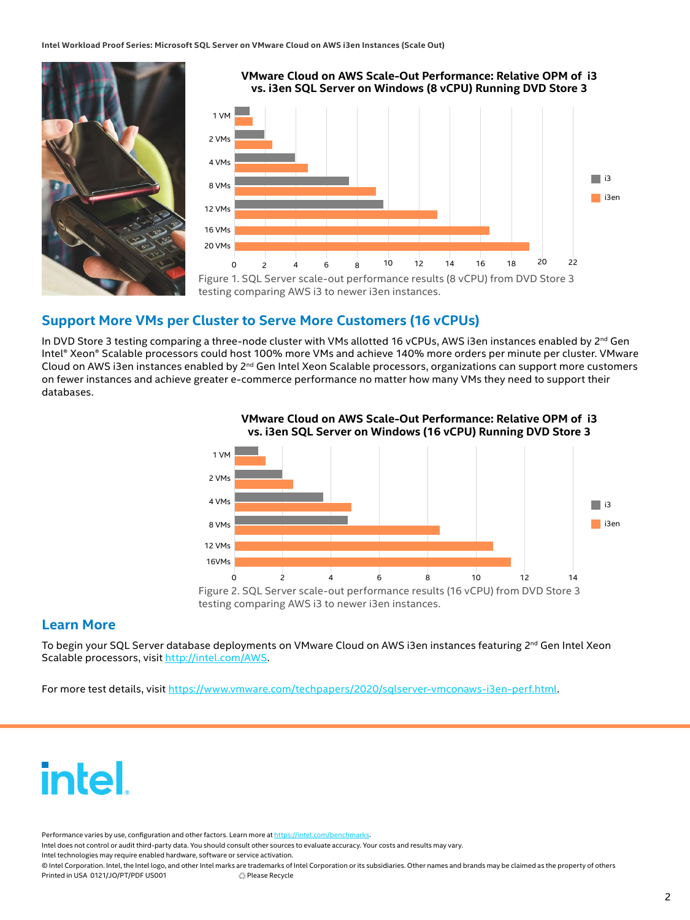VMware Cloud on AWS Scale-Out Performance: Relative OPM of i3 vs. i3en SQL Server on Windows (8 vCPU) Running DVD Store 3

1 VM
2 VMs
4 VMs
8 VMs
12 VMs
16 VMs
20 VMs

0 2 4 6 8 10 12 14 16 18 20 22

i3
i3en

Figure 1. SQL Server scale-out performance results (8 vCPU) from DVD Store 3 testing comparing AWS i3 to newer i3en instances.

## Support More VMs per Cluster to Serve More Customers (16 vCPUs)

In DVD Store 3 testing comparing a three-node cluster with VMs allotted 16 vCPUs, AWS i3en instances enabled by 2nd Gen Intel® Xeon® Scalable processors could host 100% more VMs and achieve 140% more orders per minute per cluster. VMware Cloud on AWS i3en instances enabled by 2nd Gen Intel Xeon Scalable processors, organizations can support more customers on fewer instances and achieve greater e-commerce performance no matter how many VMs they need to support their databases.

VMware Cloud on AWS Scale-Out Performance: Relative OPM of i3 vs. i3en SQL Server on Windows (16 vCPU) Running DVD Store 3

1 VM
2 VMs
4 VMs
8 VMs
12 VMs
16VMs

0 2 4 6 8 10 12 14

i3
i3en

Figure 2. SQL Server scale-out performance results (16 vCPU) from DVD Store 3 testing comparing AWS i3 to newer i3en instances.

## Learn More

To begin your SQL Server database deployments on VMware Cloud on AWS i3en instances featuring 2nd Gen Intel Xeon Scalable processors, visit http://intel.com/AWS.

For more test details, visit https://www.vmware.com/techpapers/2020/sqlserver-vmconaws-i3en-perf.html.

Performance varies by use, configuration and other factors. Learn more at https://intel.com/benchmarks.

Intel does not control or audit third-party data. You should consult other sources to evaluate accuracy. Your costs and results may vary.

Intel technologies may require enabled hardware, software or service activation.

© Intel Corporation. Intel, the Intel logo, and other Intel marks are trademarks of Intel Corporation or its subsidiaries. Other names and brands may be claimed as the property of others

Printed in USA 0121/JO/PT/PDF US001 Please Recycle